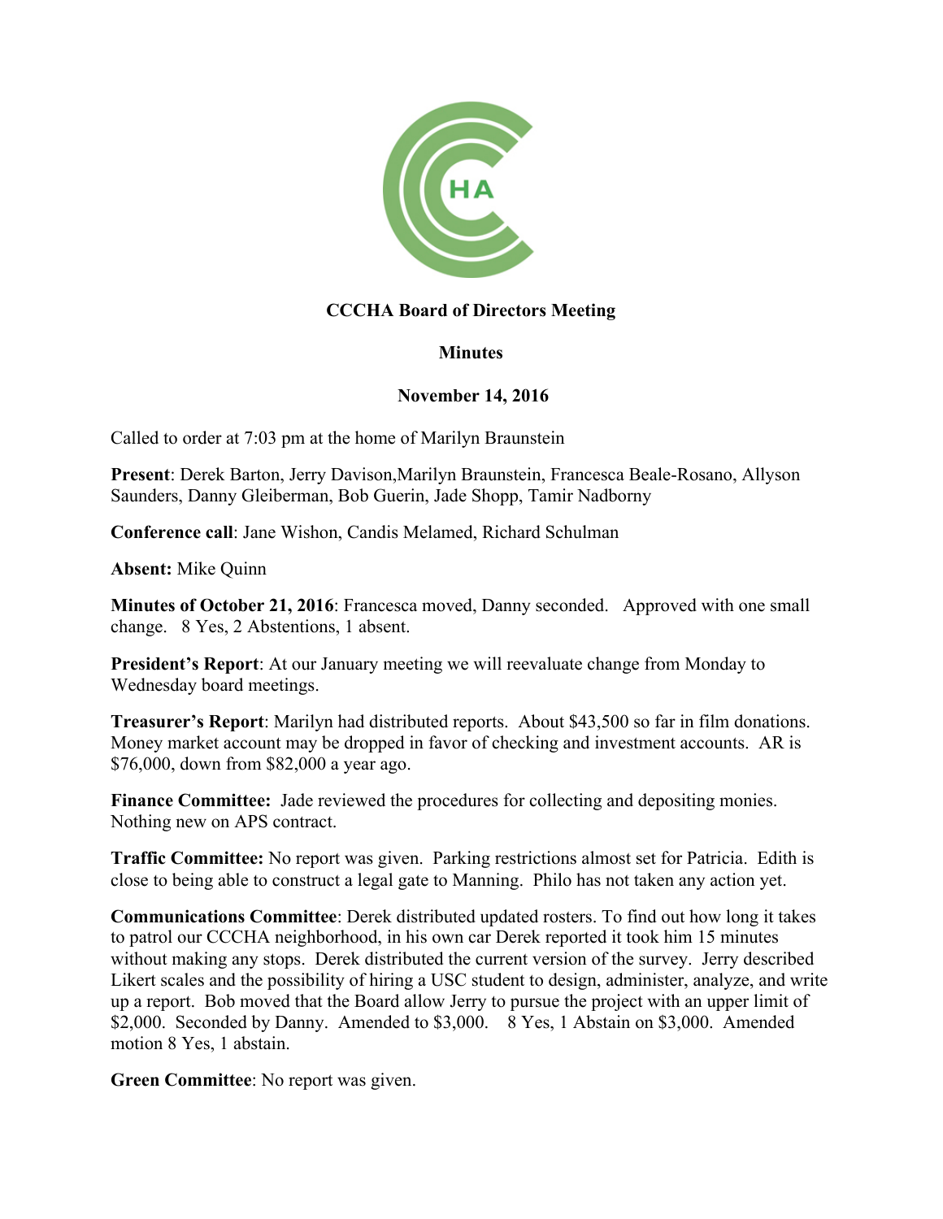**CCCHA Board of Directors Meeting**

**Minutes**

**November 14, 2016**

Called to order at 7:03 pm at the home of Marilyn Braunstein

**Present**: Derek Barton, Jerry Davison,Marilyn Braunstein, Francesca Beale-Rosano, Allyson Saunders, Danny Gleiberman, Bob Guerin, Jade Shopp, Tamir Nadborny

**Conference call**: Jane Wishon, Candis Melamed, Richard Schulman

**Absent:** Mike Quinn

**Minutes of October 21, 2016**: Francesca moved, Danny seconded. Approved with one small change. 8 Yes, 2 Abstentions, 1 absent.

**President's Report**: At our January meeting we will reevaluate change from Monday to Wednesday board meetings.

**Treasurer's Report**: Marilyn had distributed reports. About $43,500 so far in film donations. Money market account may be dropped in favor of checking and investment accounts. AR is $76,000, down from $82,000 a year ago.

**Finance Committee:** Jade reviewed the procedures for collecting and depositing monies. Nothing new on APS contract.

**Traffic Committee:** No report was given. Parking restrictions almost set for Patricia. Edith is close to being able to construct a legal gate to Manning. Philo has not taken any action yet.

**Communications Committee**: Derek distributed updated rosters. To find out how long it takes to patrol our CCCHA neighborhood, in his own car Derek reported it took him 15 minutes without making any stops. Derek distributed the current version of the survey. Jerry described Likert scales and the possibility of hiring a USC student to design, administer, analyze, and write up a report. Bob moved that the Board allow Jerry to pursue the project with an upper limit of $2,000. Seconded by Danny. Amended to $3,000. 8 Yes, 1 Abstain on $3,000. Amended motion 8 Yes, 1 abstain.

**Green Committee**: No report was given.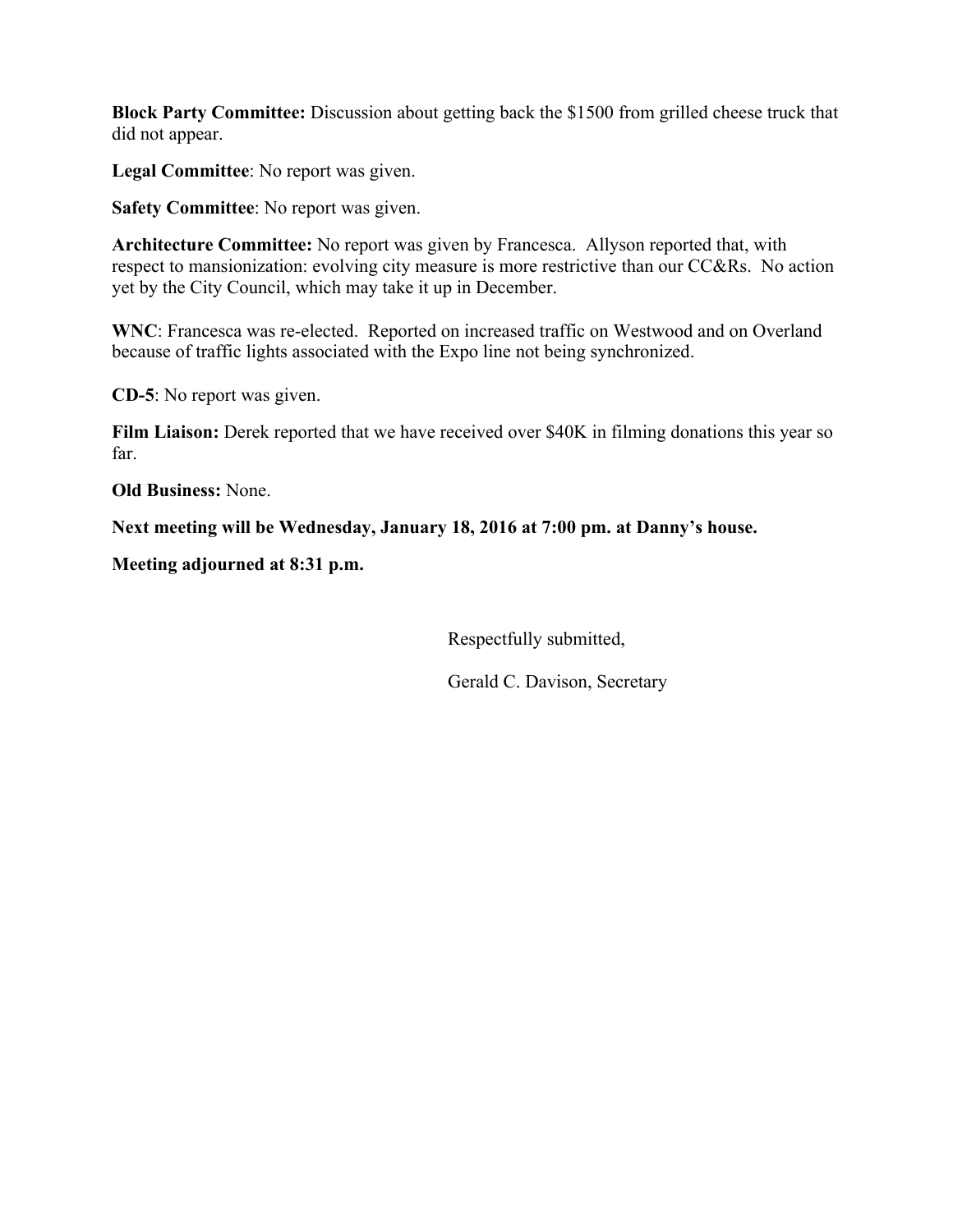**Block Party Committee:** Discussion about getting back the $1500 from grilled cheese truck that did not appear.

**Legal Committee**: No report was given.

**Safety Committee**: No report was given.

**Architecture Committee:** No report was given by Francesca. Allyson reported that, with respect to mansionization: evolving city measure is more restrictive than our CC&Rs. No action yet by the City Council, which may take it up in December.

**WNC**: Francesca was re-elected. Reported on increased traffic on Westwood and on Overland because of traffic lights associated with the Expo line not being synchronized.

**CD-5**: No report was given.

**Film Liaison:** Derek reported that we have received over $40K in filming donations this year so far.

**Old Business:** None.

**Next meeting will be Wednesday, January 18, 2016 at 7:00 pm. at Danny's house.**

**Meeting adjourned at 8:31 p.m.**

Respectfully submitted,

Gerald C. Davison, Secretary